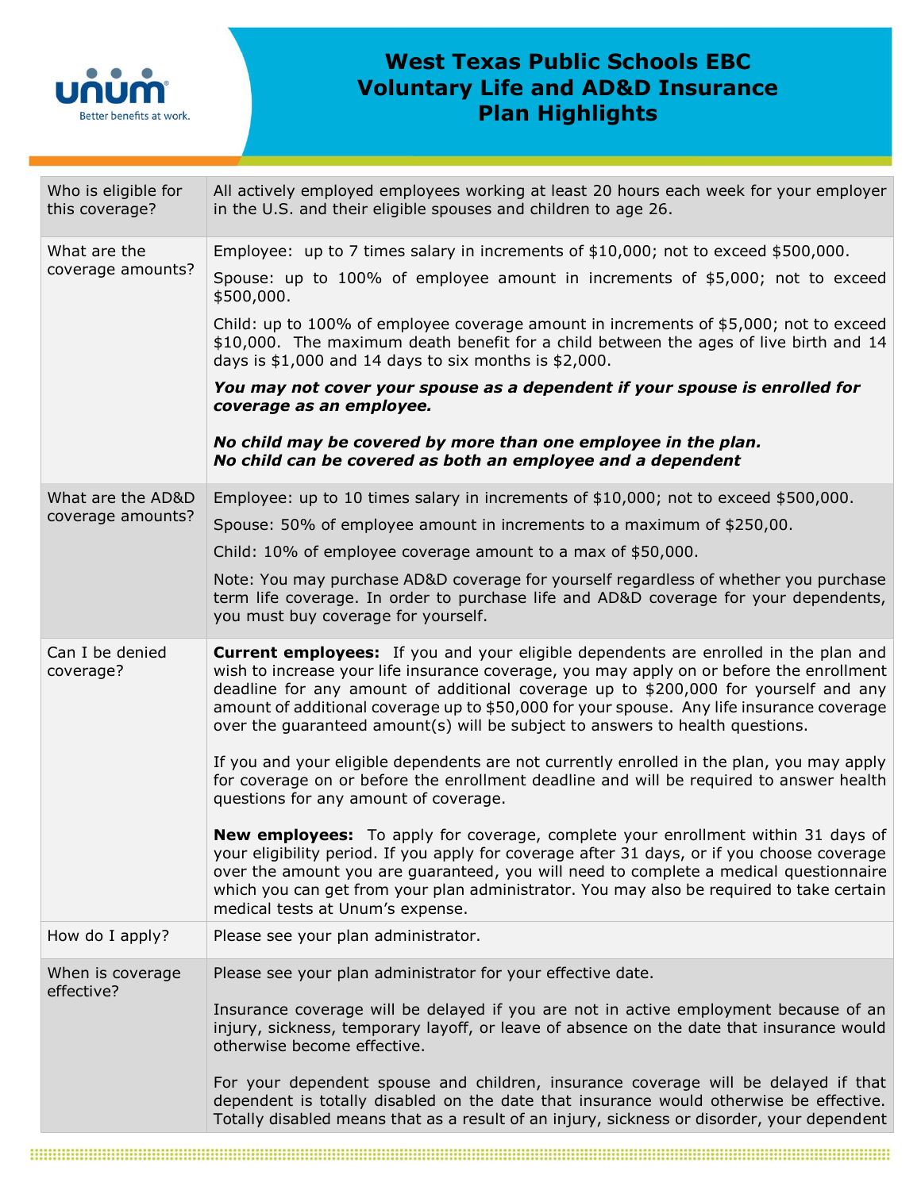# West Texas Public Schools EBC
# Voluntary Life and AD&D Insurance
# Plan Highlights

| | |
|---|---|
| Who is eligible for this coverage? | All actively employed employees working at least 20 hours each week for your employer in the U.S. and their eligible spouses and children to age 26. |
| What are the coverage amounts? | Employee: up to 7 times salary in increments of $10,000; not to exceed $500,000.<br><br>Spouse: up to 100% of employee amount in increments of $5,000; not to exceed $500,000.<br><br>Child: up to 100% of employee coverage amount in increments of $5,000; not to exceed $10,000. The maximum death benefit for a child between the ages of live birth and 14 days is $1,000 and 14 days to six months is $2,000.<br><br>***You may not cover your spouse as a dependent if your spouse is enrolled for coverage as an employee.***<br><br>***No child may be covered by more than one employee in the plan.***<br>***No child can be covered as both an employee and a dependent*** |
| What are the AD&D coverage amounts? | Employee: up to 10 times salary in increments of $10,000; not to exceed $500,000.<br><br>Spouse: 50% of employee amount in increments to a maximum of $250,00.<br><br>Child: 10% of employee coverage amount to a max of $50,000.<br><br>Note: You may purchase AD&D coverage for yourself regardless of whether you purchase term life coverage. In order to purchase life and AD&D coverage for your dependents, you must buy coverage for yourself. |
| Can I be denied coverage? | **Current employees:** If you and your eligible dependents are enrolled in the plan and wish to increase your life insurance coverage, you may apply on or before the enrollment deadline for any amount of additional coverage up to $200,000 for yourself and any amount of additional coverage up to $50,000 for your spouse. Any life insurance coverage over the guaranteed amount(s) will be subject to answers to health questions.<br><br>If you and your eligible dependents are not currently enrolled in the plan, you may apply for coverage on or before the enrollment deadline and will be required to answer health questions for any amount of coverage.<br><br>**New employees:** To apply for coverage, complete your enrollment within 31 days of your eligibility period. If you apply for coverage after 31 days, or if you choose coverage over the amount you are guaranteed, you will need to complete a medical questionnaire which you can get from your plan administrator. You may also be required to take certain medical tests at Unum's expense. |
| How do I apply? | Please see your plan administrator. |
| When is coverage effective? | Please see your plan administrator for your effective date.<br><br>Insurance coverage will be delayed if you are not in active employment because of an injury, sickness, temporary layoff, or leave of absence on the date that insurance would otherwise become effective.<br><br>For your dependent spouse and children, insurance coverage will be delayed if that dependent is totally disabled on the date that insurance would otherwise be effective. Totally disabled means that as a result of an injury, sickness or disorder, your dependent |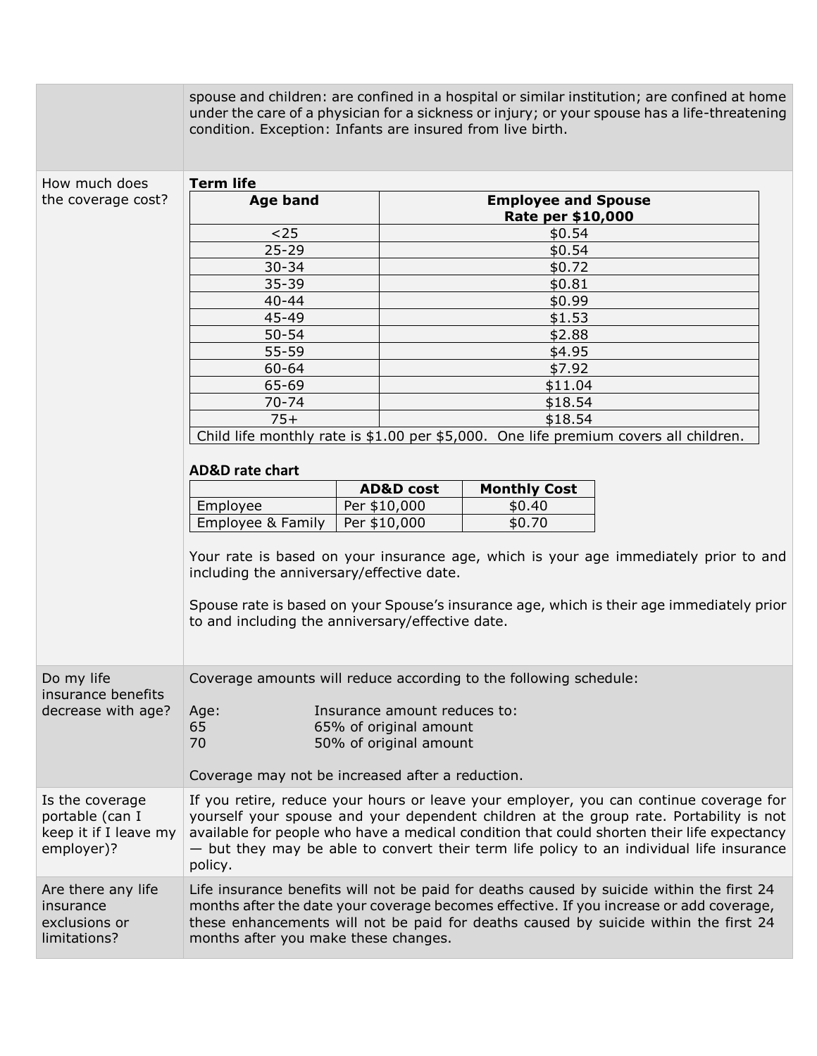| | |
|---|---|
| | spouse and children: are confined in a hospital or similar institution; are confined at home under the care of a physician for a sickness or injury; or your spouse has a life-threatening condition. Exception: Infants are insured from live birth. |

**How much does the coverage cost?**

**Term life**

| Age band | Employee and Spouse Rate per $10,000 |
|---|---|
| <25 | $0.54 |
| 25-29 | $0.54 |
| 30-34 | $0.72 |
| 35-39 | $0.81 |
| 40-44 | $0.99 |
| 45-49 | $1.53 |
| 50-54 | $2.88 |
| 55-59 | $4.95 |
| 60-64 | $7.92 |
| 65-69 | $11.04 |
| 70-74 | $18.54 |
| 75+ | $18.54 |
| Child life monthly rate is $1.00 per $5,000. One life premium covers all children. | |

**AD&D rate chart**

| | AD&D cost | Monthly Cost |
|---|---|---|
| Employee | Per $10,000 | $0.40 |
| Employee & Family | Per $10,000 | $0.70 |

Your rate is based on your insurance age, which is your age immediately prior to and including the anniversary/effective date.

Spouse rate is based on your Spouse's insurance age, which is their age immediately prior to and including the anniversary/effective date.

**Do my life insurance benefits decrease with age?**

Coverage amounts will reduce according to the following schedule:

| Age: | Insurance amount reduces to: |
|---|---|
| 65 | 65% of original amount |
| 70 | 50% of original amount |

Coverage may not be increased after a reduction.

**Is the coverage portable (can I keep it if I leave my employer)?**

If you retire, reduce your hours or leave your employer, you can continue coverage for yourself your spouse and your dependent children at the group rate. Portability is not available for people who have a medical condition that could shorten their life expectancy — but they may be able to convert their term life policy to an individual life insurance policy.

**Are there any life insurance exclusions or limitations?**

Life insurance benefits will not be paid for deaths caused by suicide within the first 24 months after the date your coverage becomes effective. If you increase or add coverage, these enhancements will not be paid for deaths caused by suicide within the first 24 months after you make these changes.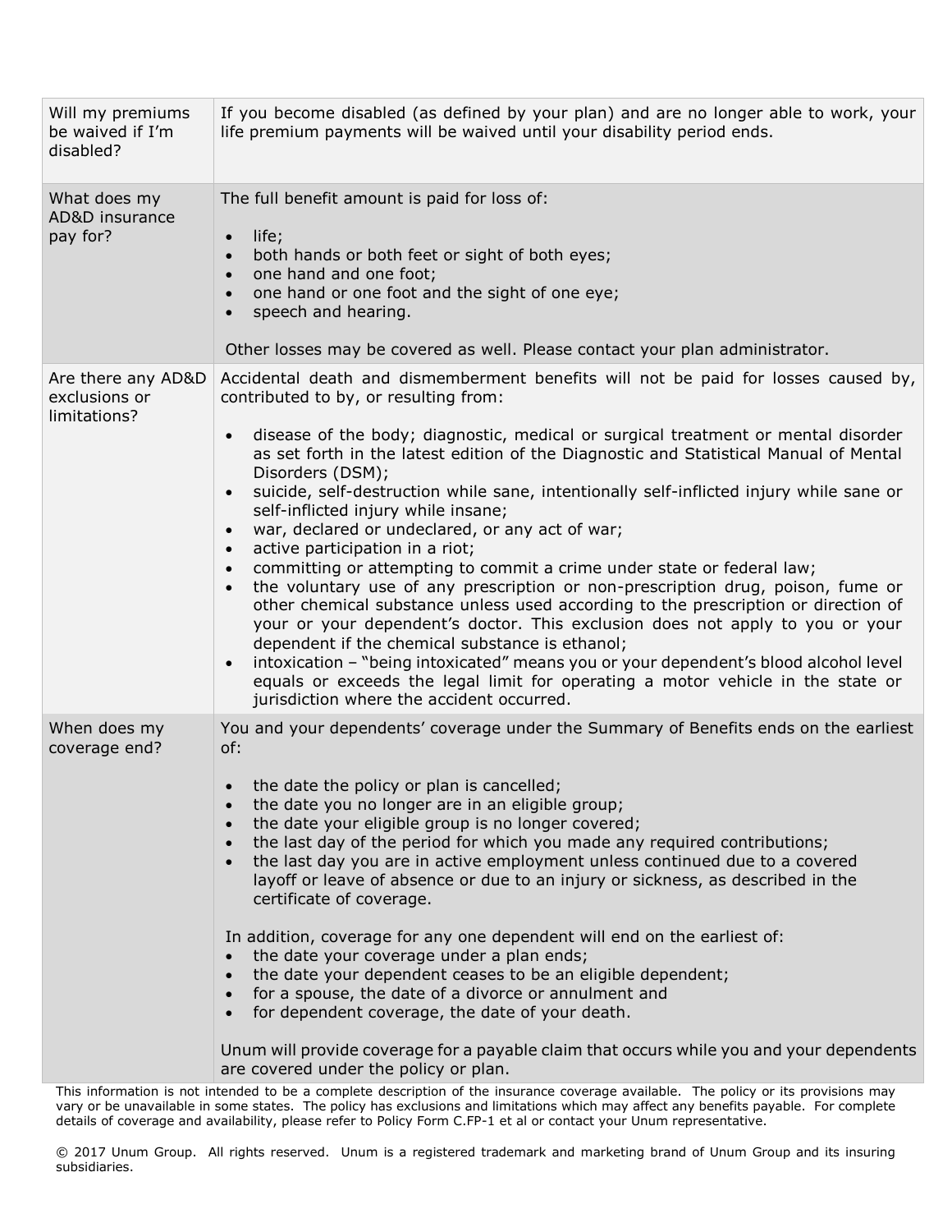| | |
|---|---|
| Will my premiums be waived if I'm disabled? | If you become disabled (as defined by your plan) and are no longer able to work, your life premium payments will be waived until your disability period ends. |
| What does my AD&D insurance pay for? | The full benefit amount is paid for loss of:<br><br>• life;<br>• both hands or both feet or sight of both eyes;<br>• one hand and one foot;<br>• one hand or one foot and the sight of one eye;<br>• speech and hearing.<br><br>Other losses may be covered as well. Please contact your plan administrator. |
| Are there any AD&D exclusions or limitations? | Accidental death and dismemberment benefits will not be paid for losses caused by, contributed to by, or resulting from:<br><br>• disease of the body; diagnostic, medical or surgical treatment or mental disorder as set forth in the latest edition of the Diagnostic and Statistical Manual of Mental Disorders (DSM);<br>• suicide, self-destruction while sane, intentionally self-inflicted injury while sane or self-inflicted injury while insane;<br>• war, declared or undeclared, or any act of war;<br>• active participation in a riot;<br>• committing or attempting to commit a crime under state or federal law;<br>• the voluntary use of any prescription or non-prescription drug, poison, fume or other chemical substance unless used according to the prescription or direction of your or your dependent's doctor. This exclusion does not apply to you or your dependent if the chemical substance is ethanol;<br>• intoxication – "being intoxicated" means you or your dependent's blood alcohol level equals or exceeds the legal limit for operating a motor vehicle in the state or jurisdiction where the accident occurred. |
| When does my coverage end? | You and your dependents' coverage under the Summary of Benefits ends on the earliest of:<br><br>• the date the policy or plan is cancelled;<br>• the date you no longer are in an eligible group;<br>• the date your eligible group is no longer covered;<br>• the last day of the period for which you made any required contributions;<br>• the last day you are in active employment unless continued due to a covered layoff or leave of absence or due to an injury or sickness, as described in the certificate of coverage.<br><br>In addition, coverage for any one dependent will end on the earliest of:<br>• the date your coverage under a plan ends;<br>• the date your dependent ceases to be an eligible dependent;<br>• for a spouse, the date of a divorce or annulment and<br>• for dependent coverage, the date of your death.<br><br>Unum will provide coverage for a payable claim that occurs while you and your dependents are covered under the policy or plan. |

This information is not intended to be a complete description of the insurance coverage available. The policy or its provisions may vary or be unavailable in some states. The policy has exclusions and limitations which may affect any benefits payable. For complete details of coverage and availability, please refer to Policy Form C.FP-1 et al or contact your Unum representative.

© 2017 Unum Group. All rights reserved. Unum is a registered trademark and marketing brand of Unum Group and its insuring subsidiaries.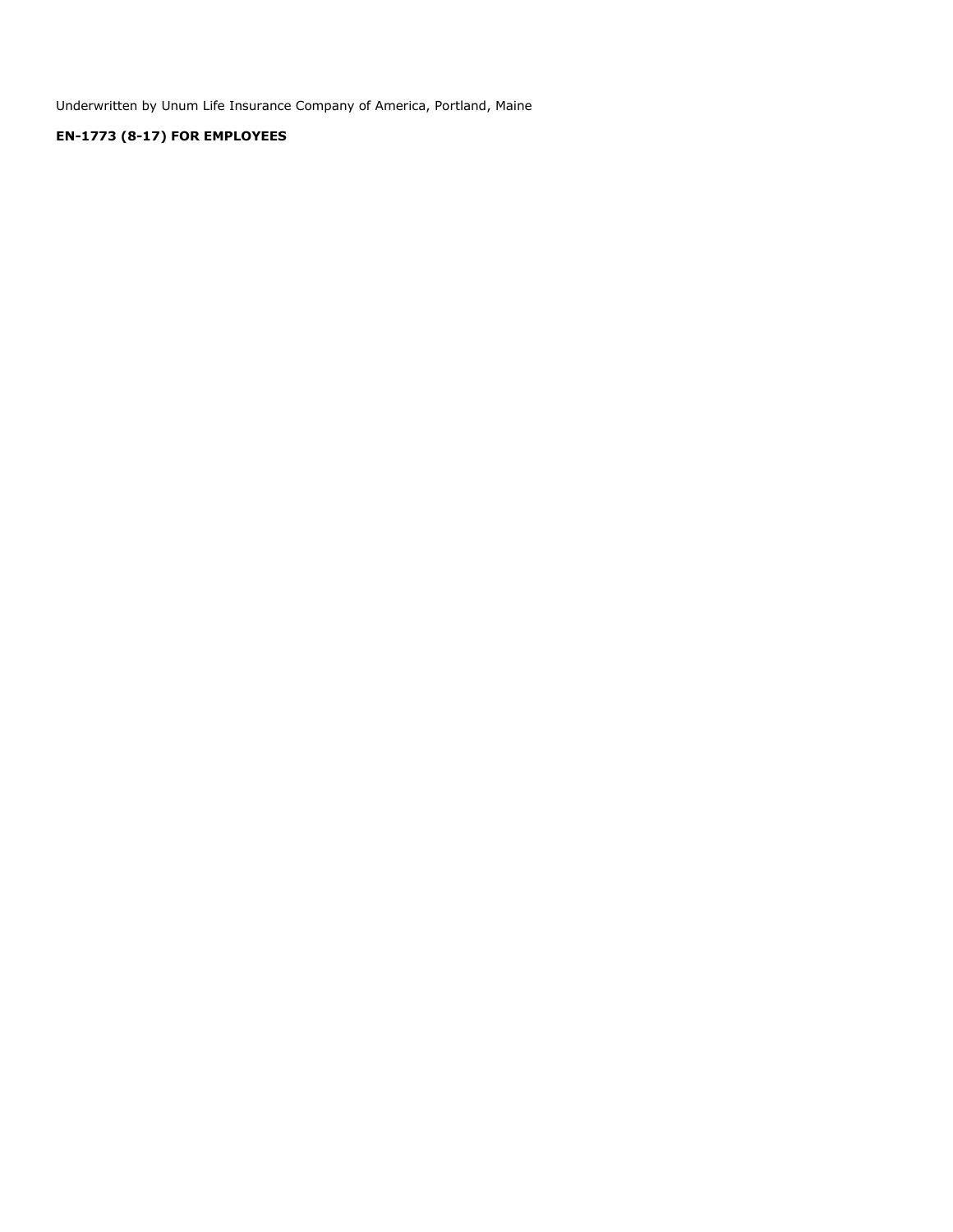Underwritten by Unum Life Insurance Company of America, Portland, Maine

**EN-1773 (8-17) FOR EMPLOYEES**